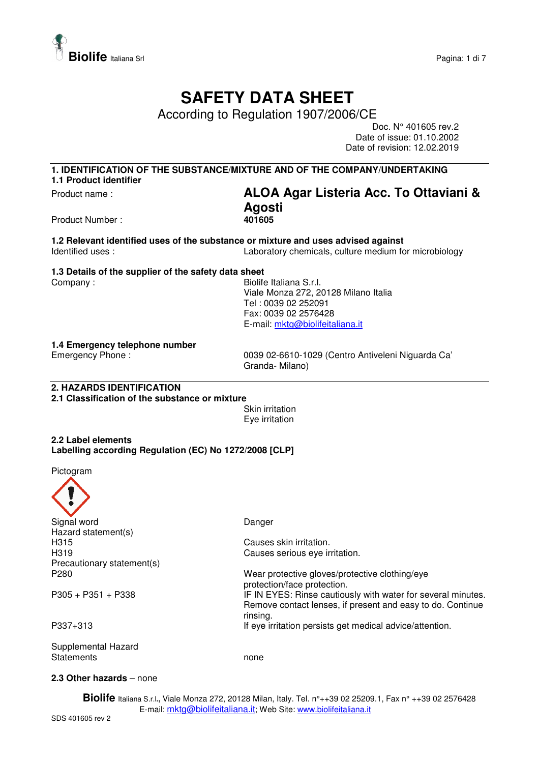# SAFETY DATA SHEET

According to Regulation 1907/2006/CE

Doc. N° 401605 rev.2
Date of issue: 01.10.2002
Date of revision: 12.02.2019

## 1. IDENTIFICATION OF THE SUBSTANCE/MIXTURE AND OF THE COMPANY/UNDERTAKING

### 1.1 Product identifier

Product name : **ALOA Agar Listeria Acc. To Ottaviani & Agosti**

Product Number : **401605**

### 1.2 Relevant identified uses of the substance or mixture and uses advised against

Identified uses : Laboratory chemicals, culture medium for microbiology

### 1.3 Details of the supplier of the safety data sheet

Company :
Biolife Italiana S.r.l.
Viale Monza 272, 20128 Milano Italia
Tel : 0039 02 252091
Fax: 0039 02 2576428
E-mail: mktg@biolifeitaliana.it

### 1.4 Emergency telephone number

Emergency Phone : 0039 02-6610-1029 (Centro Antiveleni Niguarda Ca' Granda- Milano)

## 2. HAZARDS IDENTIFICATION

### 2.1 Classification of the substance or mixture

Skin irritation
Eye irritation

### 2.2 Label elements

**Labelling according Regulation (EC) No 1272/2008 [CLP]**

Pictogram

Signal word: Danger

Hazard statement(s)

| | |
|---|---|
| H315 | Causes skin irritation. |
| H319 | Causes serious eye irritation. |

Precautionary statement(s)

| | |
|---|---|
| P280 | Wear protective gloves/protective clothing/eye protection/face protection. |
| P305 + P351 + P338 | IF IN EYES: Rinse cautiously with water for several minutes. Remove contact lenses, if present and easy to do. Continue rinsing. |
| P337+313 | If eye irritation persists get medical advice/attention. |

Supplemental Hazard Statements: none

**2.3 Other hazards** – none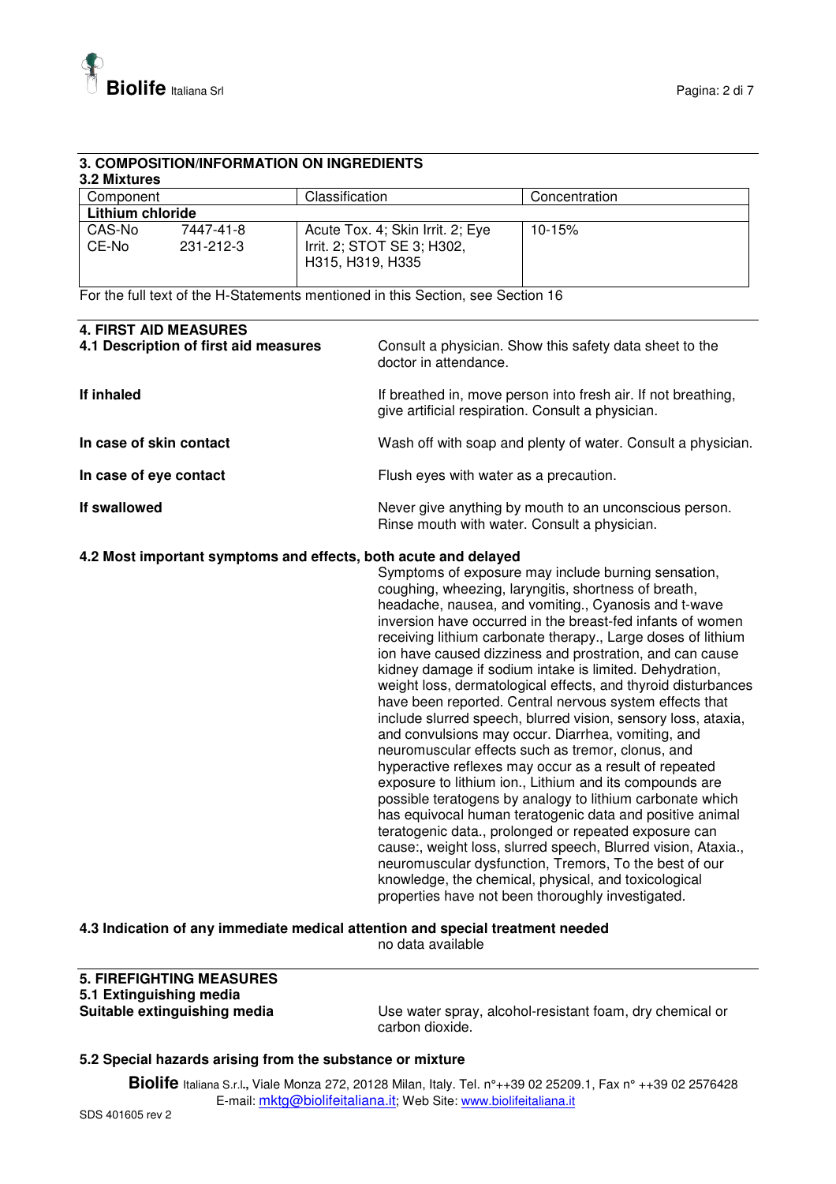## 3. COMPOSITION/INFORMATION ON INGREDIENTS

### 3.2 Mixtures

| Component | | Classification | Concentration |
|---|---|---|---|
| **Lithium chloride** | | | |
| CAS-No<br>CE-No | 7447-41-8<br>231-212-3 | Acute Tox. 4; Skin Irrit. 2; Eye Irrit. 2; STOT SE 3; H302, H315, H319, H335 | 10-15% |

For the full text of the H-Statements mentioned in this Section, see Section 16

## 4. FIRST AID MEASURES

**4.1 Description of first aid measures**

Consult a physician. Show this safety data sheet to the doctor in attendance.

**If inhaled**

If breathed in, move person into fresh air. If not breathing, give artificial respiration. Consult a physician.

**In case of skin contact**

Wash off with soap and plenty of water. Consult a physician.

**In case of eye contact**

Flush eyes with water as a precaution.

**If swallowed**

Never give anything by mouth to an unconscious person. Rinse mouth with water. Consult a physician.

**4.2 Most important symptoms and effects, both acute and delayed**

Symptoms of exposure may include burning sensation, coughing, wheezing, laryngitis, shortness of breath, headache, nausea, and vomiting., Cyanosis and t-wave inversion have occurred in the breast-fed infants of women receiving lithium carbonate therapy., Large doses of lithium ion have caused dizziness and prostration, and can cause kidney damage if sodium intake is limited. Dehydration, weight loss, dermatological effects, and thyroid disturbances have been reported. Central nervous system effects that include slurred speech, blurred vision, sensory loss, ataxia, and convulsions may occur. Diarrhea, vomiting, and neuromuscular effects such as tremor, clonus, and hyperactive reflexes may occur as a result of repeated exposure to lithium ion., Lithium and its compounds are possible teratogens by analogy to lithium carbonate which has equivocal human teratogenic data and positive animal teratogenic data., prolonged or repeated exposure can cause:, weight loss, slurred speech, Blurred vision, Ataxia., neuromuscular dysfunction, Tremors, To the best of our knowledge, the chemical, physical, and toxicological properties have not been thoroughly investigated.

**4.3 Indication of any immediate medical attention and special treatment needed**

no data available

## 5. FIREFIGHTING MEASURES

**5.1 Extinguishing media**

**Suitable extinguishing media**

Use water spray, alcohol-resistant foam, dry chemical or carbon dioxide.

**5.2 Special hazards arising from the substance or mixture**

**Biolife** Italiana S.r.l., Viale Monza 272, 20128 Milan, Italy. Tel. n°++39 02 25209.1, Fax n° ++39 02 2576428
E-mail: mktg@biolifeitaliana.it; Web Site: www.biolifeitaliana.it

SDS 401605 rev 2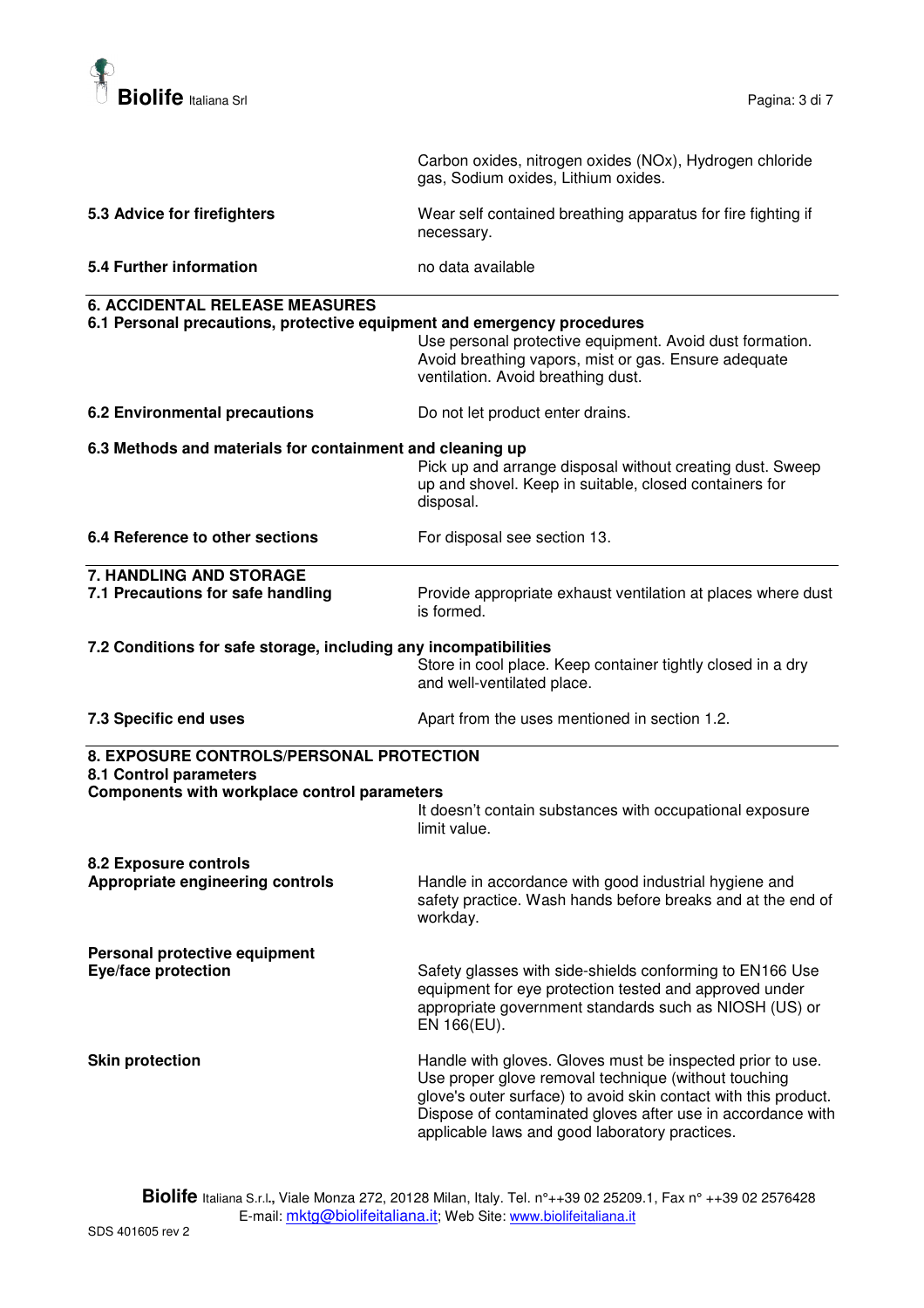Carbon oxides, nitrogen oxides (NOx), Hydrogen chloride gas, Sodium oxides, Lithium oxides.

**5.3 Advice for firefighters**

Wear self contained breathing apparatus for fire fighting if necessary.

**5.4 Further information**

no data available

## 6. ACCIDENTAL RELEASE MEASURES

**6.1 Personal precautions, protective equipment and emergency procedures**

Use personal protective equipment. Avoid dust formation. Avoid breathing vapors, mist or gas. Ensure adequate ventilation. Avoid breathing dust.

**6.2 Environmental precautions**

Do not let product enter drains.

**6.3 Methods and materials for containment and cleaning up**

Pick up and arrange disposal without creating dust. Sweep up and shovel. Keep in suitable, closed containers for disposal.

**6.4 Reference to other sections**

For disposal see section 13.

## 7. HANDLING AND STORAGE

**7.1 Precautions for safe handling**

Provide appropriate exhaust ventilation at places where dust is formed.

**7.2 Conditions for safe storage, including any incompatibilities**

Store in cool place. Keep container tightly closed in a dry and well-ventilated place.

**7.3 Specific end uses**

Apart from the uses mentioned in section 1.2.

## 8. EXPOSURE CONTROLS/PERSONAL PROTECTION

**8.1 Control parameters**

**Components with workplace control parameters**

It doesn't contain substances with occupational exposure limit value.

**8.2 Exposure controls**

**Appropriate engineering controls**

Handle in accordance with good industrial hygiene and safety practice. Wash hands before breaks and at the end of workday.

**Personal protective equipment**

**Eye/face protection**

Safety glasses with side-shields conforming to EN166 Use equipment for eye protection tested and approved under appropriate government standards such as NIOSH (US) or EN 166(EU).

**Skin protection**

Handle with gloves. Gloves must be inspected prior to use. Use proper glove removal technique (without touching glove's outer surface) to avoid skin contact with this product. Dispose of contaminated gloves after use in accordance with applicable laws and good laboratory practices.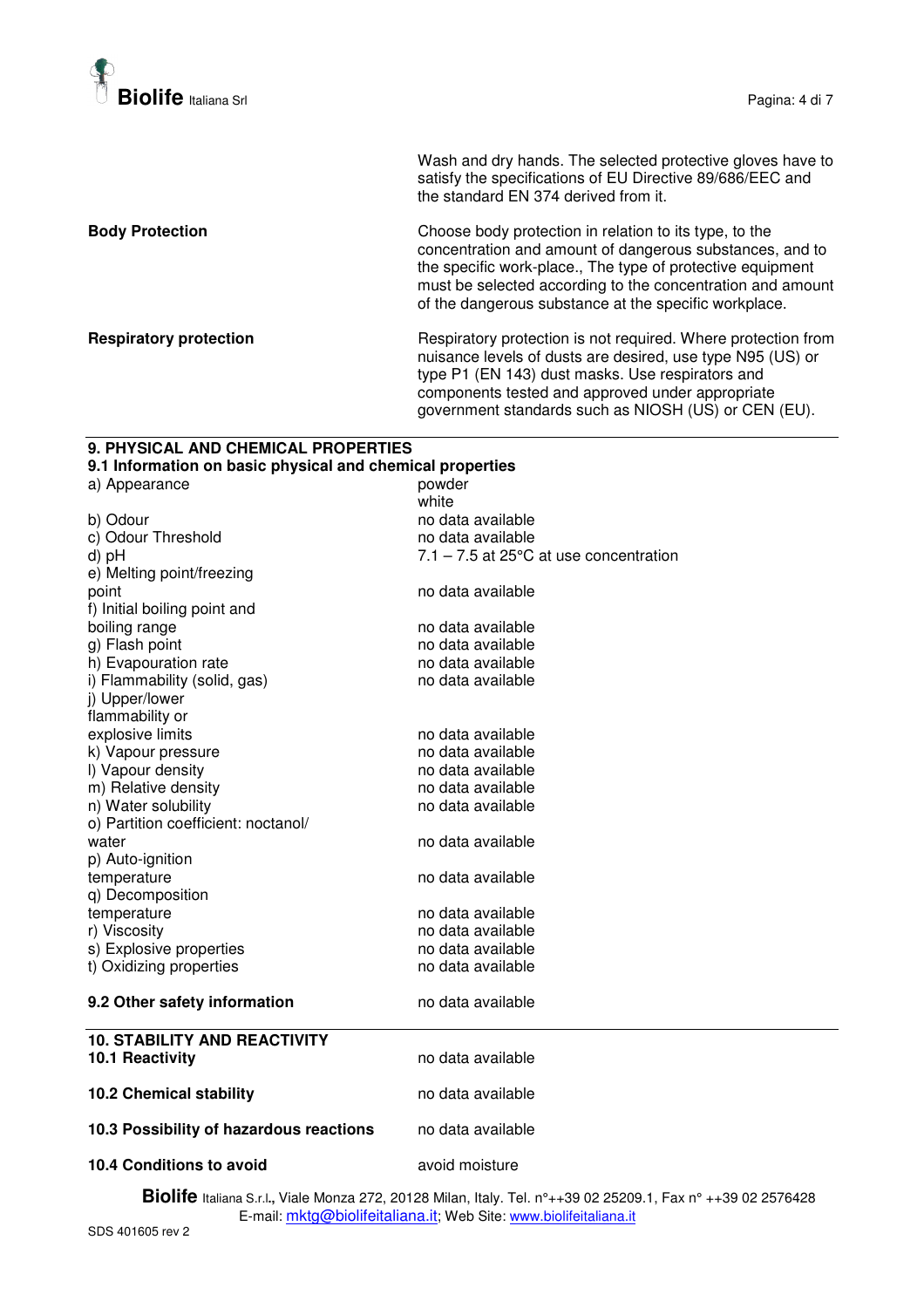| | |
|---|---|
| | Wash and dry hands. The selected protective gloves have to satisfy the specifications of EU Directive 89/686/EEC and the standard EN 374 derived from it. |
| **Body Protection** | Choose body protection in relation to its type, to the concentration and amount of dangerous substances, and to the specific work-place., The type of protective equipment must be selected according to the concentration and amount of the dangerous substance at the specific workplace. |
| **Respiratory protection** | Respiratory protection is not required. Where protection from nuisance levels of dusts are desired, use type N95 (US) or type P1 (EN 143) dust masks. Use respirators and components tested and approved under appropriate government standards such as NIOSH (US) or CEN (EU). |

## 9. PHYSICAL AND CHEMICAL PROPERTIES

### 9.1 Information on basic physical and chemical properties

| | |
|---|---|
| a) Appearance | powder<br>white |
| b) Odour | no data available |
| c) Odour Threshold | no data available |
| d) pH | 7.1 – 7.5 at 25°C at use concentration |
| e) Melting point/freezing point | no data available |
| f) Initial boiling point and boiling range | no data available |
| g) Flash point | no data available |
| h) Evapouration rate | no data available |
| i) Flammability (solid, gas) | no data available |
| j) Upper/lower flammability or explosive limits | no data available |
| k) Vapour pressure | no data available |
| l) Vapour density | no data available |
| m) Relative density | no data available |
| n) Water solubility | no data available |
| o) Partition coefficient: noctanol/ water | no data available |
| p) Auto-ignition temperature | no data available |
| q) Decomposition temperature | no data available |
| r) Viscosity | no data available |
| s) Explosive properties | no data available |
| t) Oxidizing properties | no data available |

| | |
|---|---|
| **9.2 Other safety information** | no data available |

## 10. STABILITY AND REACTIVITY

| | |
|---|---|
| **10.1 Reactivity** | no data available |
| **10.2 Chemical stability** | no data available |
| **10.3 Possibility of hazardous reactions** | no data available |
| **10.4 Conditions to avoid** | avoid moisture |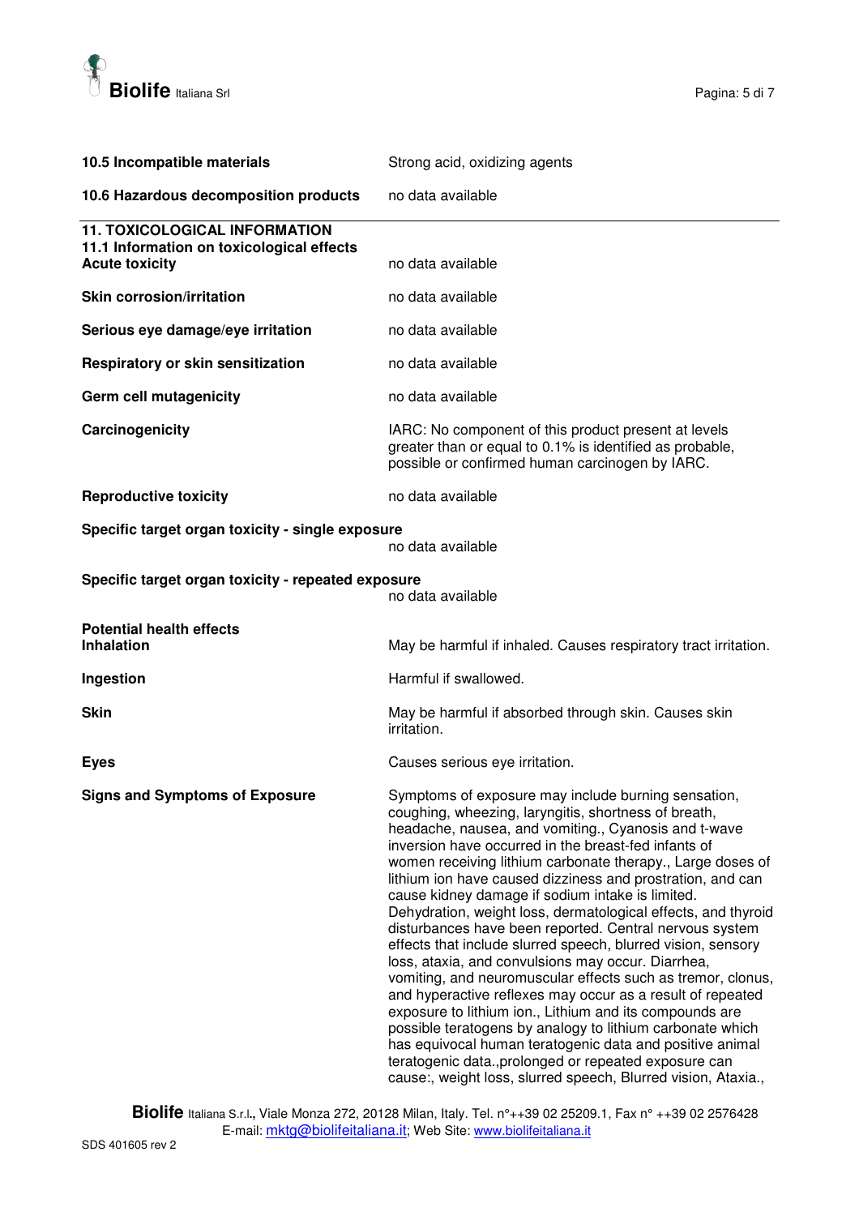**10.5 Incompatible materials** Strong acid, oxidizing agents

**10.6 Hazardous decomposition products** no data available

## 11. TOXICOLOGICAL INFORMATION

### 11.1 Information on toxicological effects

**Acute toxicity** no data available

**Skin corrosion/irritation** no data available

**Serious eye damage/eye irritation** no data available

**Respiratory or skin sensitization** no data available

**Germ cell mutagenicity** no data available

**Carcinogenicity** IARC: No component of this product present at levels greater than or equal to 0.1% is identified as probable, possible or confirmed human carcinogen by IARC.

**Reproductive toxicity** no data available

**Specific target organ toxicity - single exposure**
no data available

**Specific target organ toxicity - repeated exposure**
no data available

**Potential health effects**

**Inhalation** May be harmful if inhaled. Causes respiratory tract irritation.

**Ingestion** Harmful if swallowed.

**Skin** May be harmful if absorbed through skin. Causes skin irritation.

**Eyes** Causes serious eye irritation.

**Signs and Symptoms of Exposure** Symptoms of exposure may include burning sensation, coughing, wheezing, laryngitis, shortness of breath, headache, nausea, and vomiting., Cyanosis and t-wave inversion have occurred in the breast-fed infants of women receiving lithium carbonate therapy., Large doses of lithium ion have caused dizziness and prostration, and can cause kidney damage if sodium intake is limited. Dehydration, weight loss, dermatological effects, and thyroid disturbances have been reported. Central nervous system effects that include slurred speech, blurred vision, sensory loss, ataxia, and convulsions may occur. Diarrhea, vomiting, and neuromuscular effects such as tremor, clonus, and hyperactive reflexes may occur as a result of repeated exposure to lithium ion., Lithium and its compounds are possible teratogens by analogy to lithium carbonate which has equivocal human teratogenic data and positive animal teratogenic data.,prolonged or repeated exposure can cause:, weight loss, slurred speech, Blurred vision, Ataxia.,

**Biolife** Italiana S.r.l., Viale Monza 272, 20128 Milan, Italy. Tel. n°++39 02 25209.1, Fax n° ++39 02 2576428
E-mail: mktg@biolifeitaliana.it; Web Site: www.biolifeitaliana.it

SDS 401605 rev 2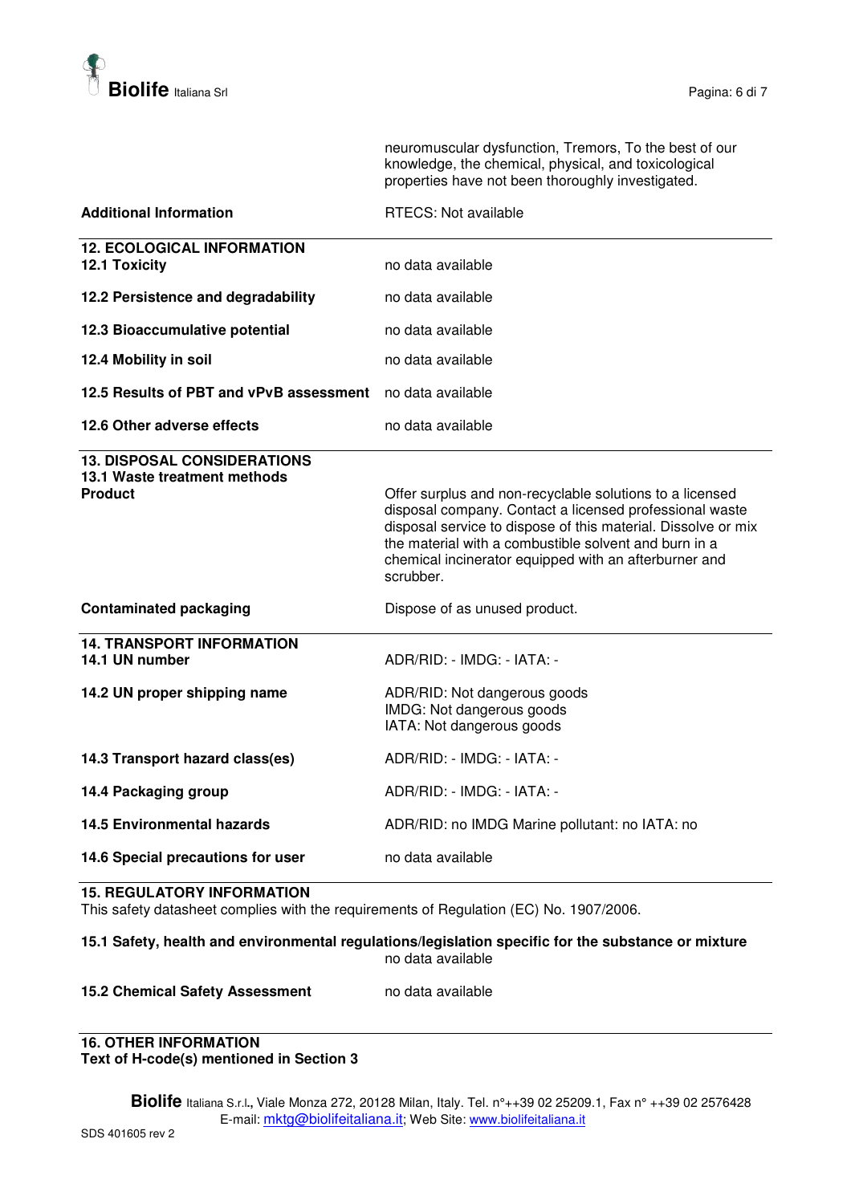| | |
|---|---|
| | neuromuscular dysfunction, Tremors, To the best of our knowledge, the chemical, physical, and toxicological properties have not been thoroughly investigated. |
| **Additional Information** | RTECS: Not available |

## 12. ECOLOGICAL INFORMATION

| | |
|---|---|
| **12.1 Toxicity** | no data available |
| **12.2 Persistence and degradability** | no data available |
| **12.3 Bioaccumulative potential** | no data available |
| **12.4 Mobility in soil** | no data available |
| **12.5 Results of PBT and vPvB assessment** | no data available |
| **12.6 Other adverse effects** | no data available |

## 13. DISPOSAL CONSIDERATIONS

**13.1 Waste treatment methods**

| | |
|---|---|
| **Product** | Offer surplus and non-recyclable solutions to a licensed disposal company. Contact a licensed professional waste disposal service to dispose of this material. Dissolve or mix the material with a combustible solvent and burn in a chemical incinerator equipped with an afterburner and scrubber. |
| **Contaminated packaging** | Dispose of as unused product. |

## 14. TRANSPORT INFORMATION

| | |
|---|---|
| **14.1 UN number** | ADR/RID: - IMDG: - IATA: - |
| **14.2 UN proper shipping name** | ADR/RID: Not dangerous goods<br>IMDG: Not dangerous goods<br>IATA: Not dangerous goods |
| **14.3 Transport hazard class(es)** | ADR/RID: - IMDG: - IATA: - |
| **14.4 Packaging group** | ADR/RID: - IMDG: - IATA: - |
| **14.5 Environmental hazards** | ADR/RID: no IMDG Marine pollutant: no IATA: no |
| **14.6 Special precautions for user** | no data available |

## 15. REGULATORY INFORMATION

This safety datasheet complies with the requirements of Regulation (EC) No. 1907/2006.

**15.1 Safety, health and environmental regulations/legislation specific for the substance or mixture**

no data available

| | |
|---|---|
| **15.2 Chemical Safety Assessment** | no data available |

## 16. OTHER INFORMATION

**Text of H-code(s) mentioned in Section 3**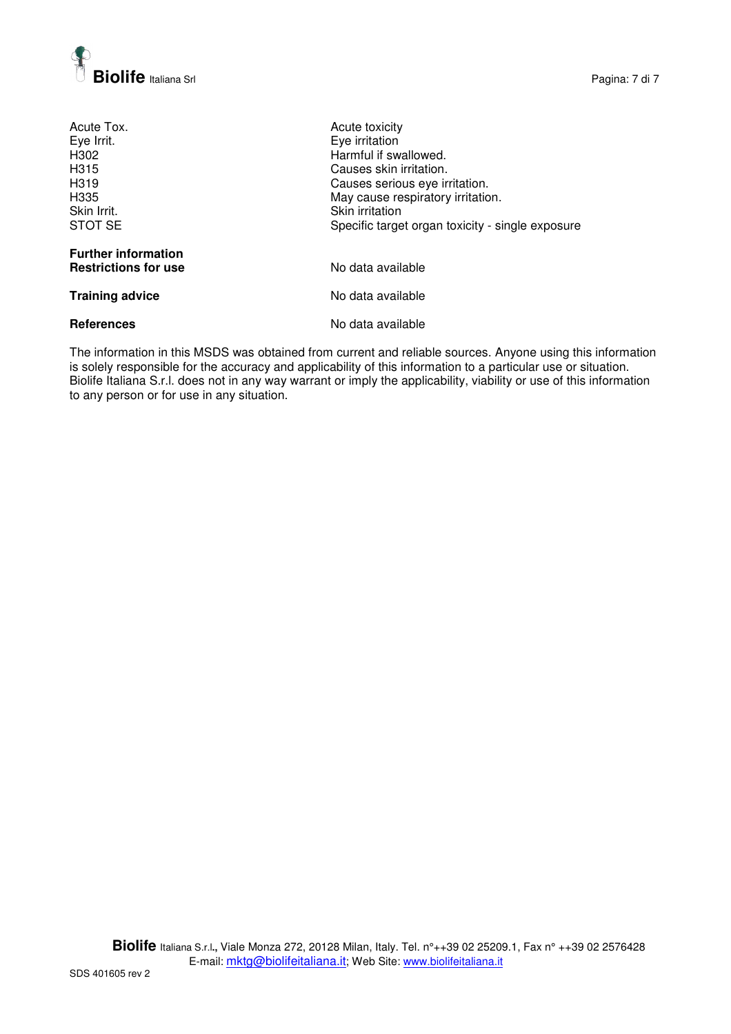| | |
|---|---|
| Acute Tox. | Acute toxicity |
| Eye Irrit. | Eye irritation |
| H302 | Harmful if swallowed. |
| H315 | Causes skin irritation. |
| H319 | Causes serious eye irritation. |
| H335 | May cause respiratory irritation. |
| Skin Irrit. | Skin irritation |
| STOT SE | Specific target organ toxicity - single exposure |

**Further information**

| | |
|---|---|
| **Restrictions for use** | No data available |
| **Training advice** | No data available |
| **References** | No data available |

The information in this MSDS was obtained from current and reliable sources. Anyone using this information is solely responsible for the accuracy and applicability of this information to a particular use or situation. Biolife Italiana S.r.l. does not in any way warrant or imply the applicability, viability or use of this information to any person or for use in any situation.